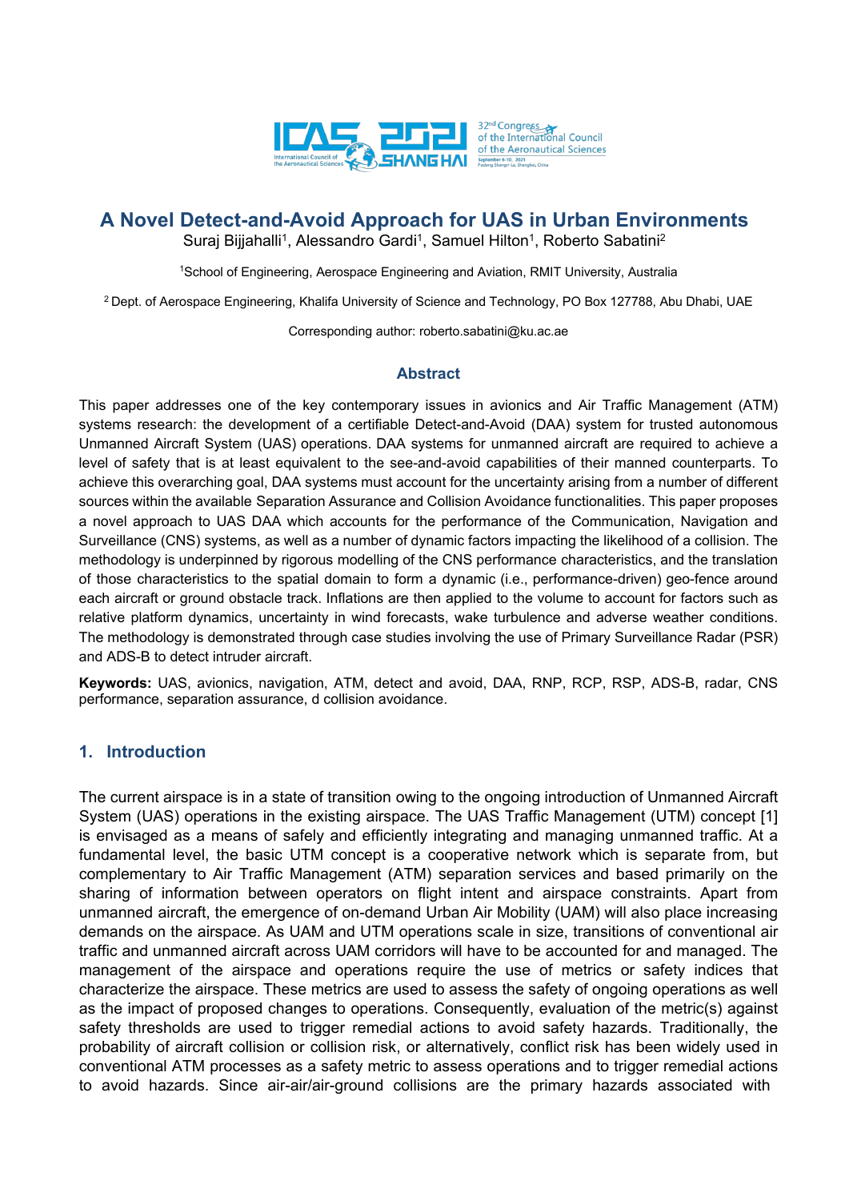# A Novel Detect-and-Avoid Approach for UAS in Urban Environments

Suraj Bijjahalli[1], Alessandro Gardi[1], Samuel Hilton[1], Roberto Sabatini[2]

[1]School of Engineering, Aerospace Engineering and Aviation, RMIT University, Australia

[2] Dept. of Aerospace Engineering, Khalifa University of Science and Technology, PO Box 127788, Abu Dhabi, UAE

Corresponding author: roberto.sabatini@ku.ac.ae

## Abstract

This paper addresses one of the key contemporary issues in avionics and Air Traffic Management (ATM) systems research: the development of a certifiable Detect-and-Avoid (DAA) system for trusted autonomous Unmanned Aircraft System (UAS) operations. DAA systems for unmanned aircraft are required to achieve a level of safety that is at least equivalent to the see-and-avoid capabilities of their manned counterparts. To achieve this overarching goal, DAA systems must account for the uncertainty arising from a number of different sources within the available Separation Assurance and Collision Avoidance functionalities. This paper proposes a novel approach to UAS DAA which accounts for the performance of the Communication, Navigation and Surveillance (CNS) systems, as well as a number of dynamic factors impacting the likelihood of a collision. The methodology is underpinned by rigorous modelling of the CNS performance characteristics, and the translation of those characteristics to the spatial domain to form a dynamic (i.e., performance-driven) geo-fence around each aircraft or ground obstacle track. Inflations are then applied to the volume to account for factors such as relative platform dynamics, uncertainty in wind forecasts, wake turbulence and adverse weather conditions. The methodology is demonstrated through case studies involving the use of Primary Surveillance Radar (PSR) and ADS-B to detect intruder aircraft.

**Keywords:** UAS, avionics, navigation, ATM, detect and avoid, DAA, RNP, RCP, RSP, ADS-B, radar, CNS performance, separation assurance, d collision avoidance.

## 1. Introduction

The current airspace is in a state of transition owing to the ongoing introduction of Unmanned Aircraft System (UAS) operations in the existing airspace. The UAS Traffic Management (UTM) concept [1] is envisaged as a means of safely and efficiently integrating and managing unmanned traffic. At a fundamental level, the basic UTM concept is a cooperative network which is separate from, but complementary to Air Traffic Management (ATM) separation services and based primarily on the sharing of information between operators on flight intent and airspace constraints. Apart from unmanned aircraft, the emergence of on-demand Urban Air Mobility (UAM) will also place increasing demands on the airspace. As UAM and UTM operations scale in size, transitions of conventional air traffic and unmanned aircraft across UAM corridors will have to be accounted for and managed. The management of the airspace and operations require the use of metrics or safety indices that characterize the airspace. These metrics are used to assess the safety of ongoing operations as well as the impact of proposed changes to operations. Consequently, evaluation of the metric(s) against safety thresholds are used to trigger remedial actions to avoid safety hazards. Traditionally, the probability of aircraft collision or collision risk, or alternatively, conflict risk has been widely used in conventional ATM processes as a safety metric to assess operations and to trigger remedial actions to avoid hazards. Since air-air/air-ground collisions are the primary hazards associated with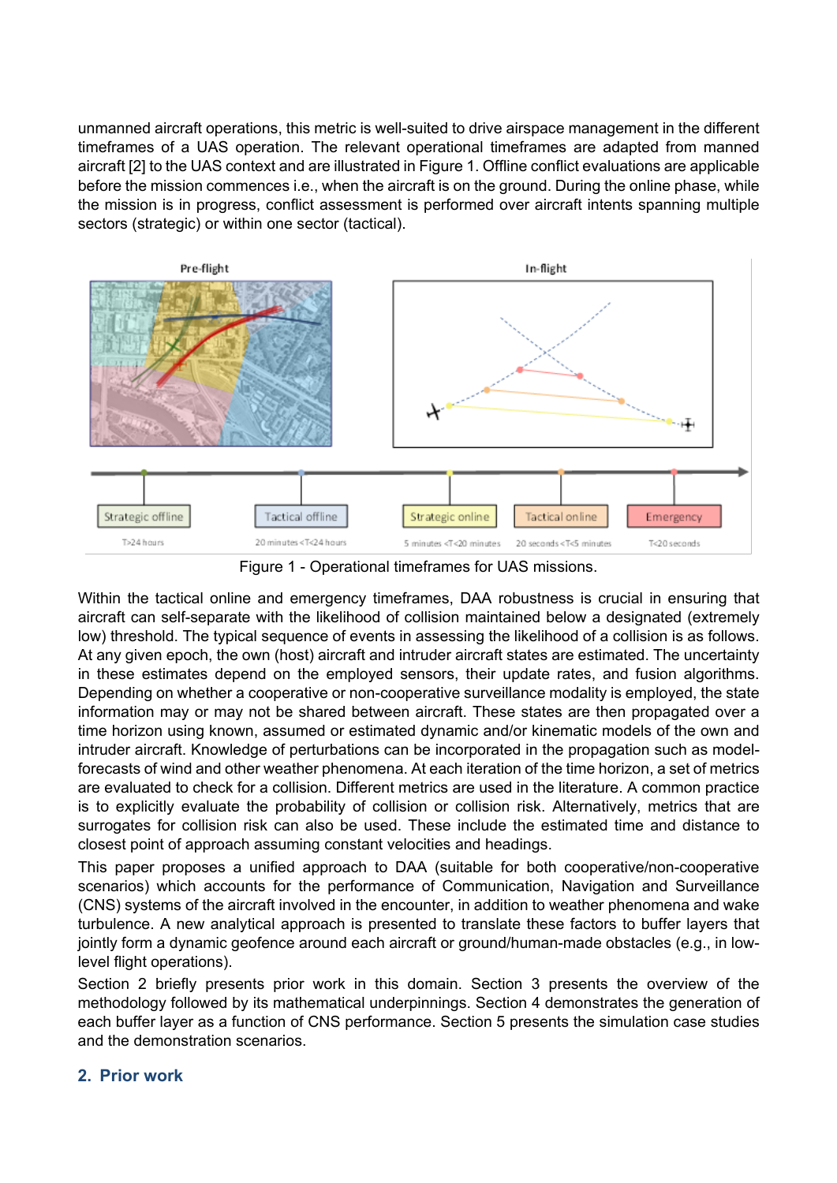unmanned aircraft operations, this metric is well-suited to drive airspace management in the different timeframes of a UAS operation. The relevant operational timeframes are adapted from manned aircraft [2] to the UAS context and are illustrated in Figure 1. Offline conflict evaluations are applicable before the mission commences i.e., when the aircraft is on the ground. During the online phase, while the mission is in progress, conflict assessment is performed over aircraft intents spanning multiple sectors (strategic) or within one sector (tactical).

Figure 1 - Operational timeframes for UAS missions.

Within the tactical online and emergency timeframes, DAA robustness is crucial in ensuring that aircraft can self-separate with the likelihood of collision maintained below a designated (extremely low) threshold. The typical sequence of events in assessing the likelihood of a collision is as follows. At any given epoch, the own (host) aircraft and intruder aircraft states are estimated. The uncertainty in these estimates depend on the employed sensors, their update rates, and fusion algorithms. Depending on whether a cooperative or non-cooperative surveillance modality is employed, the state information may or may not be shared between aircraft. These states are then propagated over a time horizon using known, assumed or estimated dynamic and/or kinematic models of the own and intruder aircraft. Knowledge of perturbations can be incorporated in the propagation such as model-forecasts of wind and other weather phenomena. At each iteration of the time horizon, a set of metrics are evaluated to check for a collision. Different metrics are used in the literature. A common practice is to explicitly evaluate the probability of collision or collision risk. Alternatively, metrics that are surrogates for collision risk can also be used. These include the estimated time and distance to closest point of approach assuming constant velocities and headings.

This paper proposes a unified approach to DAA (suitable for both cooperative/non-cooperative scenarios) which accounts for the performance of Communication, Navigation and Surveillance (CNS) systems of the aircraft involved in the encounter, in addition to weather phenomena and wake turbulence. A new analytical approach is presented to translate these factors to buffer layers that jointly form a dynamic geofence around each aircraft or ground/human-made obstacles (e.g., in low-level flight operations).

Section 2 briefly presents prior work in this domain. Section 3 presents the overview of the methodology followed by its mathematical underpinnings. Section 4 demonstrates the generation of each buffer layer as a function of CNS performance. Section 5 presents the simulation case studies and the demonstration scenarios.

## 2. Prior work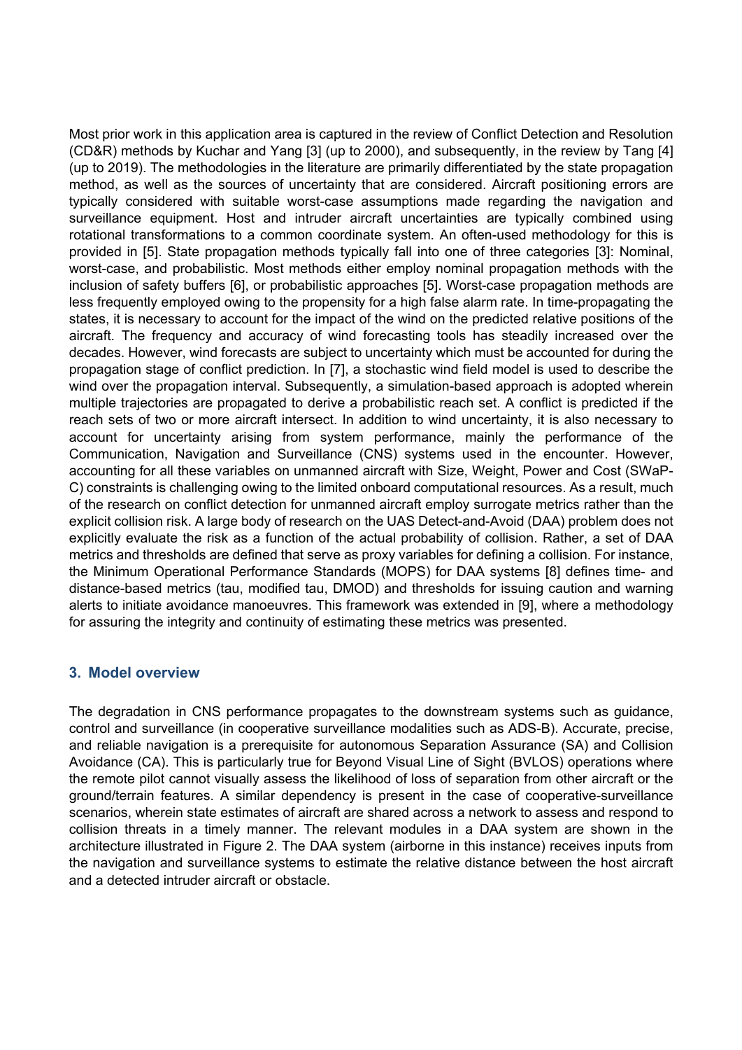Most prior work in this application area is captured in the review of Conflict Detection and Resolution (CD&R) methods by Kuchar and Yang [3] (up to 2000), and subsequently, in the review by Tang [4] (up to 2019). The methodologies in the literature are primarily differentiated by the state propagation method, as well as the sources of uncertainty that are considered. Aircraft positioning errors are typically considered with suitable worst-case assumptions made regarding the navigation and surveillance equipment. Host and intruder aircraft uncertainties are typically combined using rotational transformations to a common coordinate system. An often-used methodology for this is provided in [5]. State propagation methods typically fall into one of three categories [3]: Nominal, worst-case, and probabilistic. Most methods either employ nominal propagation methods with the inclusion of safety buffers [6], or probabilistic approaches [5]. Worst-case propagation methods are less frequently employed owing to the propensity for a high false alarm rate. In time-propagating the states, it is necessary to account for the impact of the wind on the predicted relative positions of the aircraft. The frequency and accuracy of wind forecasting tools has steadily increased over the decades. However, wind forecasts are subject to uncertainty which must be accounted for during the propagation stage of conflict prediction. In [7], a stochastic wind field model is used to describe the wind over the propagation interval. Subsequently, a simulation-based approach is adopted wherein multiple trajectories are propagated to derive a probabilistic reach set. A conflict is predicted if the reach sets of two or more aircraft intersect. In addition to wind uncertainty, it is also necessary to account for uncertainty arising from system performance, mainly the performance of the Communication, Navigation and Surveillance (CNS) systems used in the encounter. However, accounting for all these variables on unmanned aircraft with Size, Weight, Power and Cost (SWaP-C) constraints is challenging owing to the limited onboard computational resources. As a result, much of the research on conflict detection for unmanned aircraft employ surrogate metrics rather than the explicit collision risk. A large body of research on the UAS Detect-and-Avoid (DAA) problem does not explicitly evaluate the risk as a function of the actual probability of collision. Rather, a set of DAA metrics and thresholds are defined that serve as proxy variables for defining a collision. For instance, the Minimum Operational Performance Standards (MOPS) for DAA systems [8] defines time- and distance-based metrics (tau, modified tau, DMOD) and thresholds for issuing caution and warning alerts to initiate avoidance manoeuvres. This framework was extended in [9], where a methodology for assuring the integrity and continuity of estimating these metrics was presented.

## 3. Model overview

The degradation in CNS performance propagates to the downstream systems such as guidance, control and surveillance (in cooperative surveillance modalities such as ADS-B). Accurate, precise, and reliable navigation is a prerequisite for autonomous Separation Assurance (SA) and Collision Avoidance (CA). This is particularly true for Beyond Visual Line of Sight (BVLOS) operations where the remote pilot cannot visually assess the likelihood of loss of separation from other aircraft or the ground/terrain features. A similar dependency is present in the case of cooperative-surveillance scenarios, wherein state estimates of aircraft are shared across a network to assess and respond to collision threats in a timely manner. The relevant modules in a DAA system are shown in the architecture illustrated in Figure 2. The DAA system (airborne in this instance) receives inputs from the navigation and surveillance systems to estimate the relative distance between the host aircraft and a detected intruder aircraft or obstacle.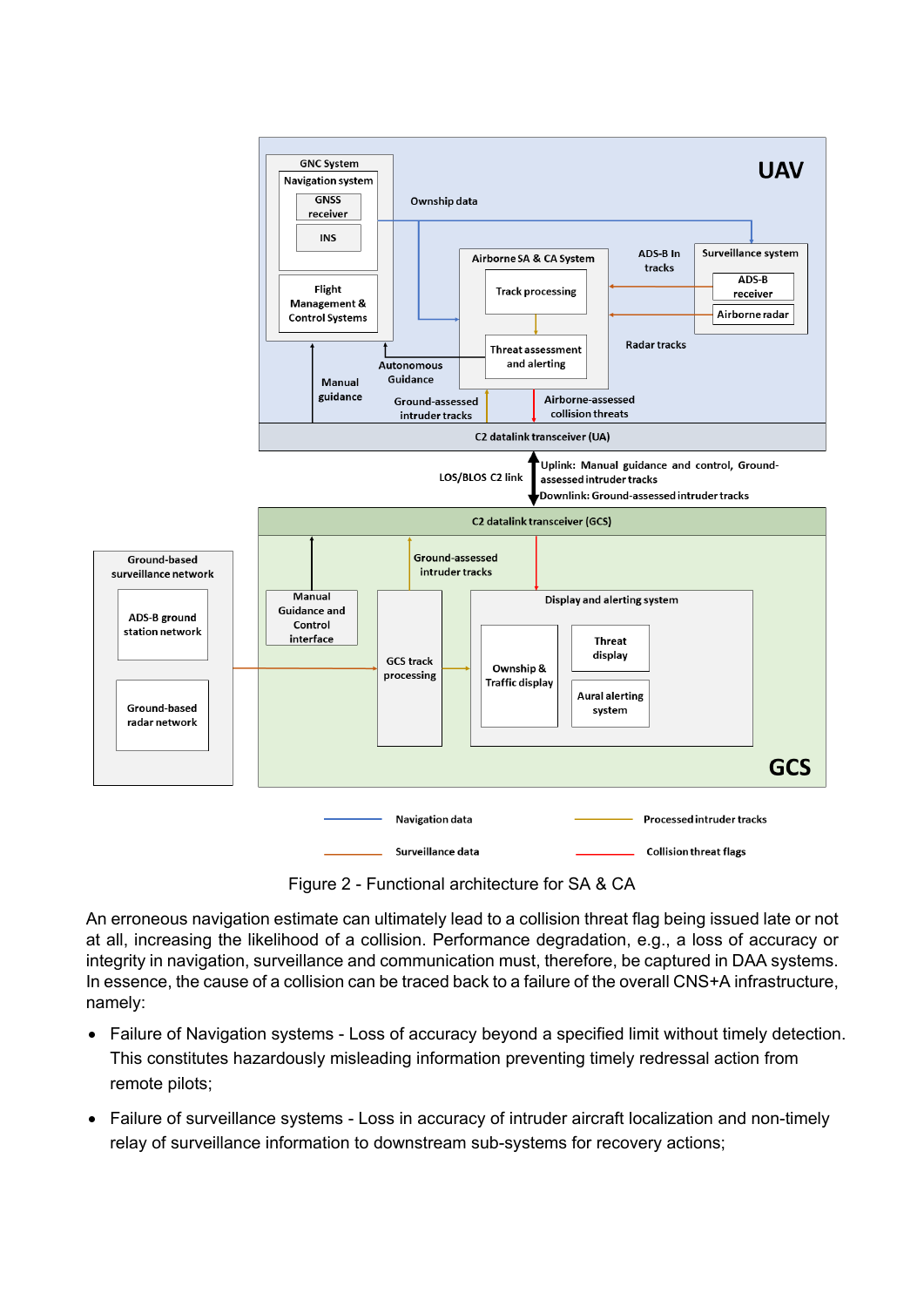Figure 2 - Functional architecture for SA & CA

An erroneous navigation estimate can ultimately lead to a collision threat flag being issued late or not at all, increasing the likelihood of a collision. Performance degradation, e.g., a loss of accuracy or integrity in navigation, surveillance and communication must, therefore, be captured in DAA systems. In essence, the cause of a collision can be traced back to a failure of the overall CNS+A infrastructure, namely:

- Failure of Navigation systems - Loss of accuracy beyond a specified limit without timely detection. This constitutes hazardously misleading information preventing timely redressal action from remote pilots;
- Failure of surveillance systems - Loss in accuracy of intruder aircraft localization and non-timely relay of surveillance information to downstream sub-systems for recovery actions;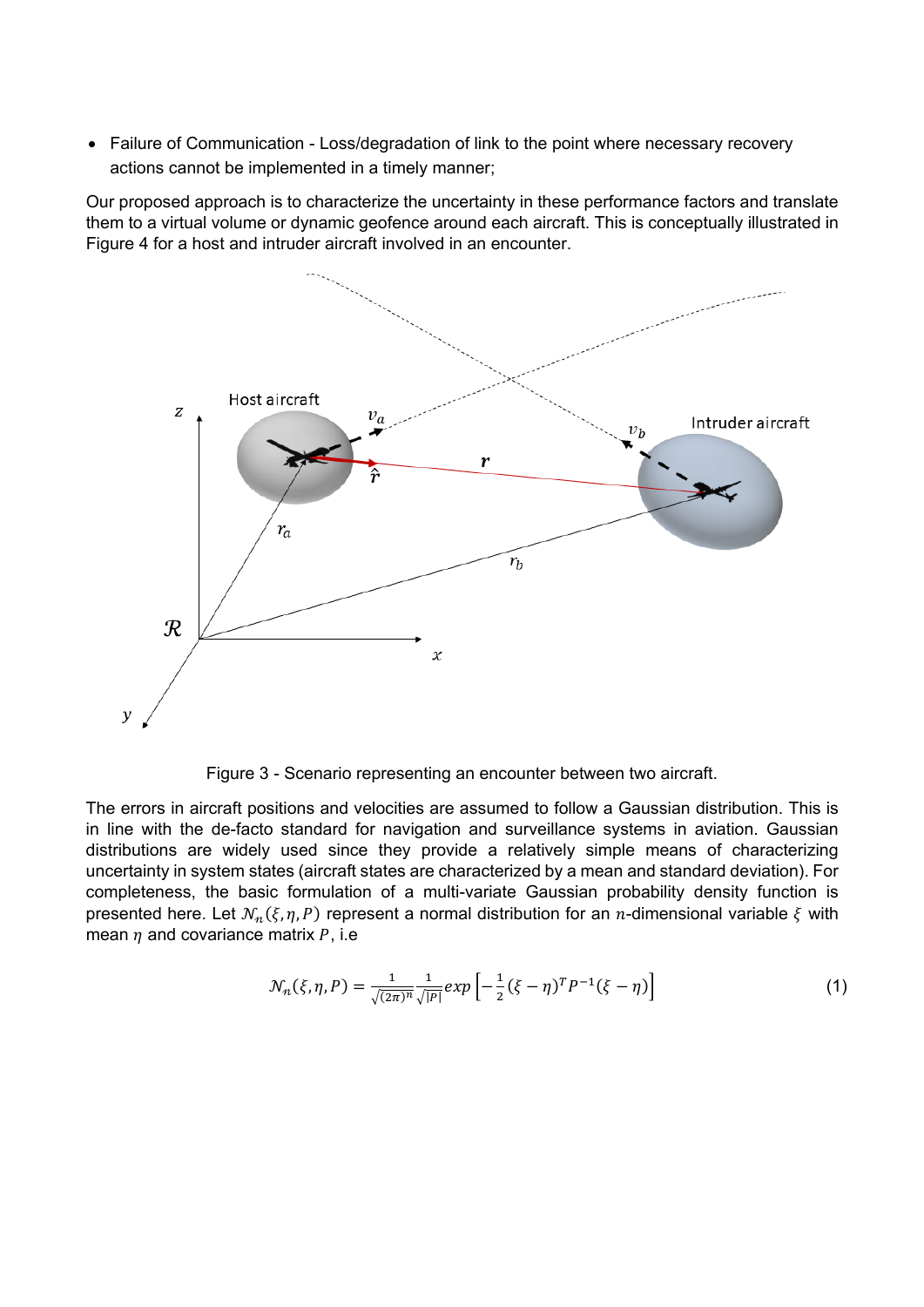- Failure of Communication - Loss/degradation of link to the point where necessary recovery actions cannot be implemented in a timely manner;

Our proposed approach is to characterize the uncertainty in these performance factors and translate them to a virtual volume or dynamic geofence around each aircraft. This is conceptually illustrated in Figure 4 for a host and intruder aircraft involved in an encounter.

Figure 3 - Scenario representing an encounter between two aircraft.

The errors in aircraft positions and velocities are assumed to follow a Gaussian distribution. This is in line with the de-facto standard for navigation and surveillance systems in aviation. Gaussian distributions are widely used since they provide a relatively simple means of characterizing uncertainty in system states (aircraft states are characterized by a mean and standard deviation). For completeness, the basic formulation of a multi-variate Gaussian probability density function is presented here. Let $\mathcal{N}_n(\xi, \eta, P)$ represent a normal distribution for an $n$-dimensional variable $\xi$ with mean $\eta$ and covariance matrix $P$, i.e

$$\mathcal{N}_n(\xi, \eta, P) = \frac{1}{\sqrt{(2\pi)^n}} \frac{1}{\sqrt{|P|}} exp\left[-\frac{1}{2}(\xi - \eta)^T P^{-1} (\xi - \eta)\right] \tag{1}$$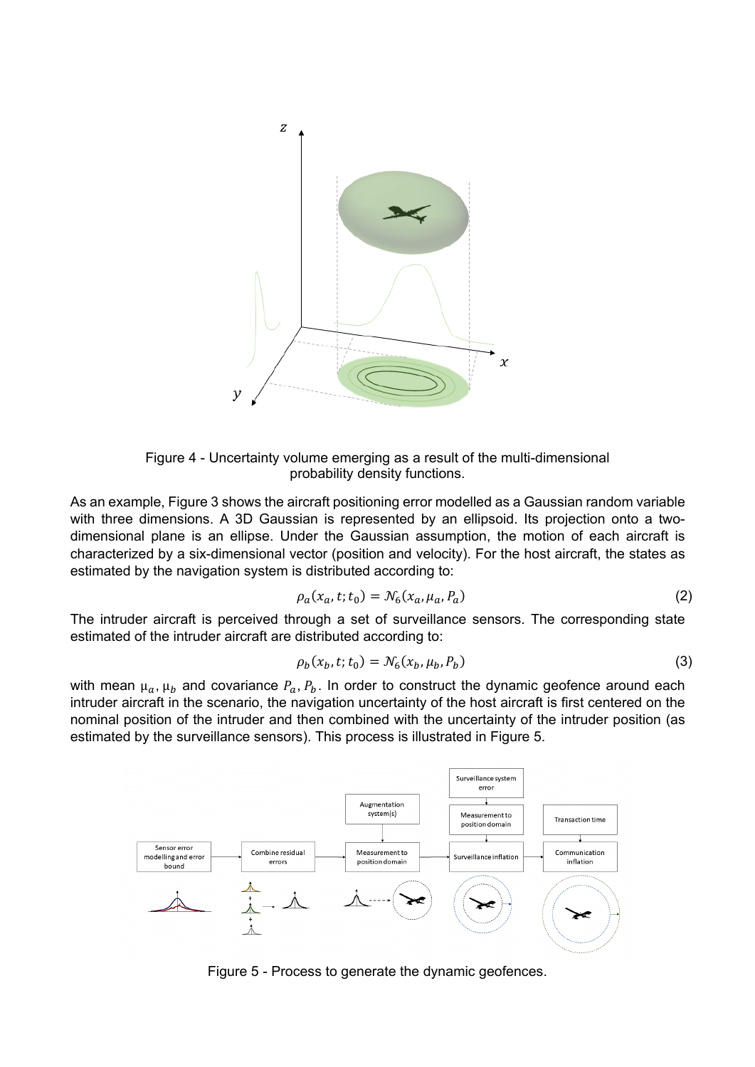Figure 4 - Uncertainty volume emerging as a result of the multi-dimensional probability density functions.

As an example, Figure 3 shows the aircraft positioning error modelled as a Gaussian random variable with three dimensions. A 3D Gaussian is represented by an ellipsoid. Its projection onto a two-dimensional plane is an ellipse. Under the Gaussian assumption, the motion of each aircraft is characterized by a six-dimensional vector (position and velocity). For the host aircraft, the states as estimated by the navigation system is distributed according to:

$$\rho_a(x_a, t; t_0) = \mathcal{N}_6(x_a, \mu_a, P_a) \tag{2}$$

The intruder aircraft is perceived through a set of surveillance sensors. The corresponding state estimated of the intruder aircraft are distributed according to:

$$\rho_b(x_b, t; t_0) = \mathcal{N}_6(x_b, \mu_b, P_b) \tag{3}$$

with mean $\mu_a, \mu_b$ and covariance $P_a, P_b$. In order to construct the dynamic geofence around each intruder aircraft in the scenario, the navigation uncertainty of the host aircraft is first centered on the nominal position of the intruder and then combined with the uncertainty of the intruder position (as estimated by the surveillance sensors). This process is illustrated in Figure 5.

Figure 5 - Process to generate the dynamic geofences.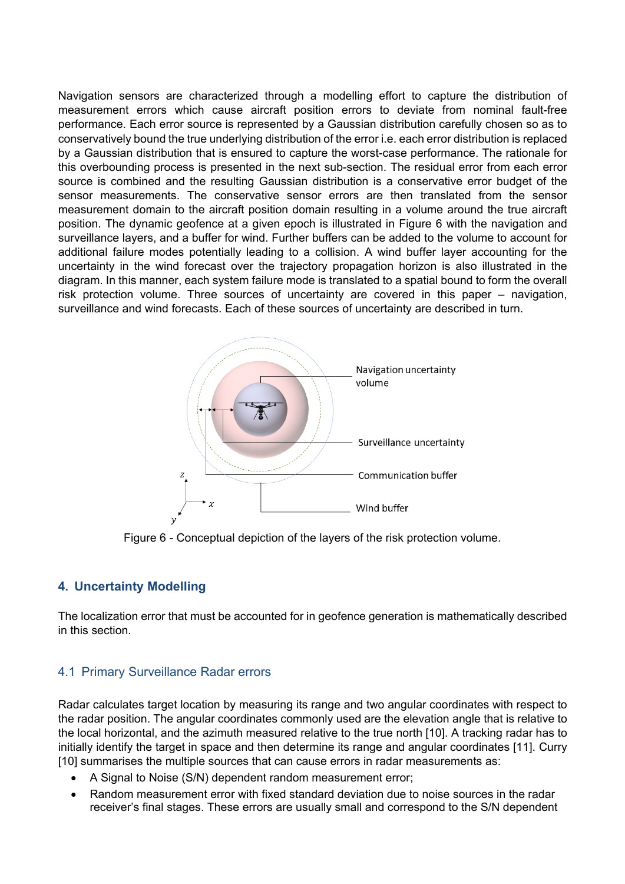Navigation sensors are characterized through a modelling effort to capture the distribution of measurement errors which cause aircraft position errors to deviate from nominal fault-free performance. Each error source is represented by a Gaussian distribution carefully chosen so as to conservatively bound the true underlying distribution of the error i.e. each error distribution is replaced by a Gaussian distribution that is ensured to capture the worst-case performance. The rationale for this overbounding process is presented in the next sub-section. The residual error from each error source is combined and the resulting Gaussian distribution is a conservative error budget of the sensor measurements. The conservative sensor errors are then translated from the sensor measurement domain to the aircraft position domain resulting in a volume around the true aircraft position. The dynamic geofence at a given epoch is illustrated in Figure 6 with the navigation and surveillance layers, and a buffer for wind. Further buffers can be added to the volume to account for additional failure modes potentially leading to a collision. A wind buffer layer accounting for the uncertainty in the wind forecast over the trajectory propagation horizon is also illustrated in the diagram. In this manner, each system failure mode is translated to a spatial bound to form the overall risk protection volume. Three sources of uncertainty are covered in this paper – navigation, surveillance and wind forecasts. Each of these sources of uncertainty are described in turn.

Figure 6 - Conceptual depiction of the layers of the risk protection volume.

## 4. Uncertainty Modelling

The localization error that must be accounted for in geofence generation is mathematically described in this section.

### 4.1 Primary Surveillance Radar errors

Radar calculates target location by measuring its range and two angular coordinates with respect to the radar position. The angular coordinates commonly used are the elevation angle that is relative to the local horizontal, and the azimuth measured relative to the true north [10]. A tracking radar has to initially identify the target in space and then determine its range and angular coordinates [11]. Curry [10] summarises the multiple sources that can cause errors in radar measurements as:

- A Signal to Noise (S/N) dependent random measurement error;
- Random measurement error with fixed standard deviation due to noise sources in the radar receiver's final stages. These errors are usually small and correspond to the S/N dependent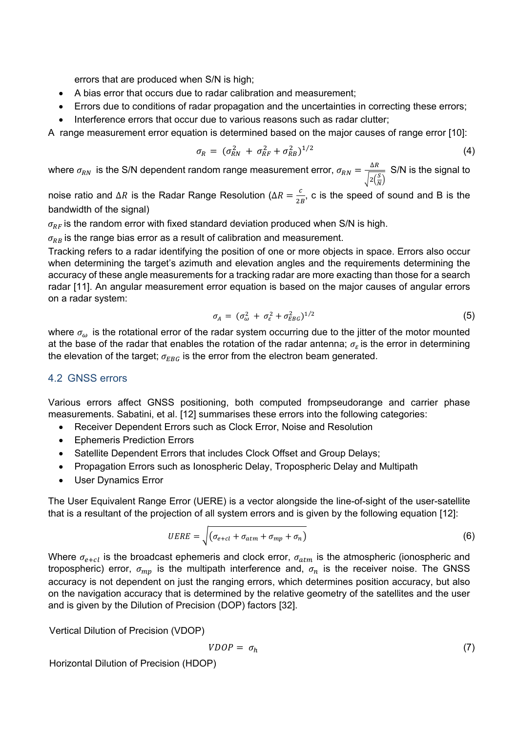errors that are produced when S/N is high;

- A bias error that occurs due to radar calibration and measurement;
- Errors due to conditions of radar propagation and the uncertainties in correcting these errors;
- Interference errors that occur due to various reasons such as radar clutter;

A range measurement error equation is determined based on the major causes of range error [10]:

$$\sigma_R = (\sigma_{RN}^2 + \sigma_{RF}^2 + \sigma_{RB}^2)^{1/2} \tag{4}$$

where $\sigma_{RN}$ is the S/N dependent random range measurement error, $\sigma_{RN} = \frac{\Delta R}{\sqrt{2\left(\frac{S}{N}\right)}}$ S/N is the signal to noise ratio and $\Delta R$ is the Radar Range Resolution ($\Delta R = \frac{c}{2B}$, c is the speed of sound and B is the bandwidth of the signal)

$\sigma_{RF}$ is the random error with fixed standard deviation produced when S/N is high.

$\sigma_{RB}$ is the range bias error as a result of calibration and measurement.

Tracking refers to a radar identifying the position of one or more objects in space. Errors also occur when determining the target's azimuth and elevation angles and the requirements determining the accuracy of these angle measurements for a tracking radar are more exacting than those for a search radar [11]. An angular measurement error equation is based on the major causes of angular errors on a radar system:

$$\sigma_A = (\sigma_\omega^2 + \sigma_\varepsilon^2 + \sigma_{EBG}^2)^{1/2} \tag{5}$$

where $\sigma_\omega$ is the rotational error of the radar system occurring due to the jitter of the motor mounted at the base of the radar that enables the rotation of the radar antenna; $\sigma_\varepsilon$ is the error in determining the elevation of the target; $\sigma_{EBG}$ is the error from the electron beam generated.

## 4.2 GNSS errors

Various errors affect GNSS positioning, both computed frompseudorange and carrier phase measurements. Sabatini, et al. [12] summarises these errors into the following categories:

- Receiver Dependent Errors such as Clock Error, Noise and Resolution
- Ephemeris Prediction Errors
- Satellite Dependent Errors that includes Clock Offset and Group Delays;
- Propagation Errors such as Ionospheric Delay, Tropospheric Delay and Multipath
- User Dynamics Error

The User Equivalent Range Error (UERE) is a vector alongside the line-of-sight of the user-satellite that is a resultant of the projection of all system errors and is given by the following equation [12]:

$$UERE = \sqrt{(\sigma_{e+cl} + \sigma_{atm} + \sigma_{mp} + \sigma_n)} \tag{6}$$

Where $\sigma_{e+cl}$ is the broadcast ephemeris and clock error, $\sigma_{atm}$ is the atmospheric (ionospheric and tropospheric) error, $\sigma_{mp}$ is the multipath interference and, $\sigma_n$ is the receiver noise. The GNSS accuracy is not dependent on just the ranging errors, which determines position accuracy, but also on the navigation accuracy that is determined by the relative geometry of the satellites and the user and is given by the Dilution of Precision (DOP) factors [32].

Vertical Dilution of Precision (VDOP)

$$VDOP = \sigma_h \tag{7}$$

Horizontal Dilution of Precision (HDOP)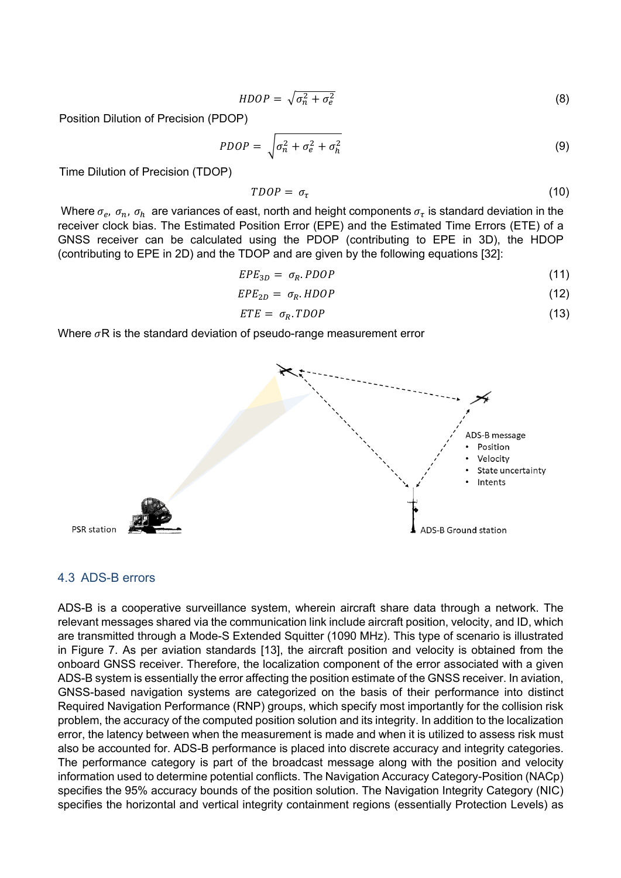$$HDOP = \sqrt{\sigma_n^2 + \sigma_e^2} \tag{8}$$

Position Dilution of Precision (PDOP)

$$PDOP = \sqrt{\sigma_n^2 + \sigma_e^2 + \sigma_h^2} \tag{9}$$

Time Dilution of Precision (TDOP)

$$TDOP = \sigma_\tau \tag{10}$$

Where $\sigma_e$, $\sigma_n$, $\sigma_h$ are variances of east, north and height components $\sigma_\tau$ is standard deviation in the receiver clock bias. The Estimated Position Error (EPE) and the Estimated Time Errors (ETE) of a GNSS receiver can be calculated using the PDOP (contributing to EPE in 3D), the HDOP (contributing to EPE in 2D) and the TDOP and are given by the following equations [32]:

$$EPE_{3D} = \sigma_R . PDOP \tag{11}$$

$$EPE_{2D} = \sigma_R . HDOP \tag{12}$$

$$ETE = \sigma_R . TDOP \tag{13}$$

Where $\sigma$R is the standard deviation of pseudo-range measurement error

PSR station

ADS-B message
- Position
- Velocity
- State uncertainty
- Intents

ADS-B Ground station

## 4.3 ADS-B errors

ADS-B is a cooperative surveillance system, wherein aircraft share data through a network. The relevant messages shared via the communication link include aircraft position, velocity, and ID, which are transmitted through a Mode-S Extended Squitter (1090 MHz). This type of scenario is illustrated in Figure 7. As per aviation standards [13], the aircraft position and velocity is obtained from the onboard GNSS receiver. Therefore, the localization component of the error associated with a given ADS-B system is essentially the error affecting the position estimate of the GNSS receiver. In aviation, GNSS-based navigation systems are categorized on the basis of their performance into distinct Required Navigation Performance (RNP) groups, which specify most importantly for the collision risk problem, the accuracy of the computed position solution and its integrity. In addition to the localization error, the latency between when the measurement is made and when it is utilized to assess risk must also be accounted for. ADS-B performance is placed into discrete accuracy and integrity categories. The performance category is part of the broadcast message along with the position and velocity information used to determine potential conflicts. The Navigation Accuracy Category-Position (NACp) specifies the 95% accuracy bounds of the position solution. The Navigation Integrity Category (NIC) specifies the horizontal and vertical integrity containment regions (essentially Protection Levels) as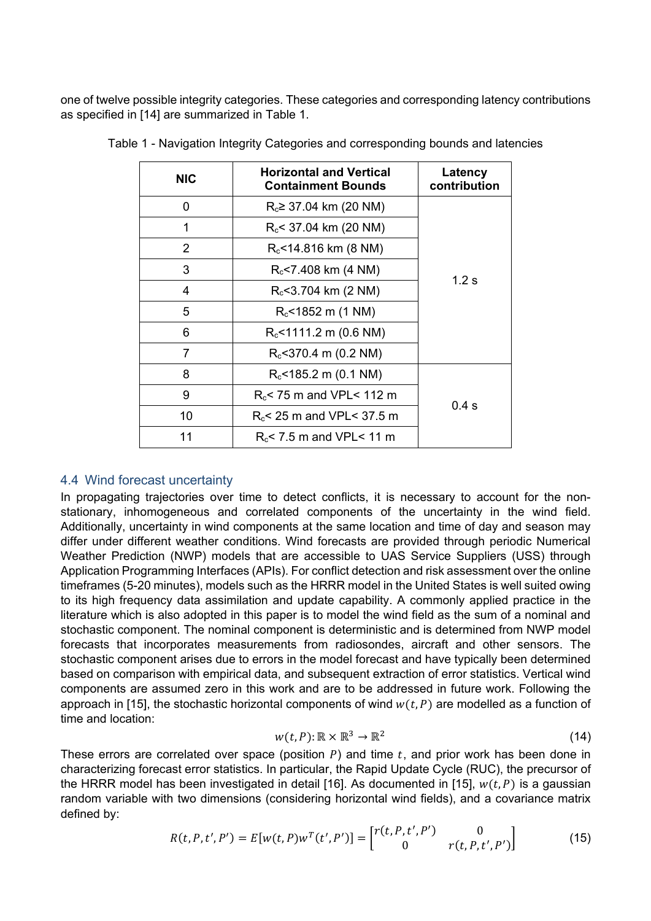one of twelve possible integrity categories. These categories and corresponding latency contributions as specified in [14] are summarized in Table 1.

Table 1 - Navigation Integrity Categories and corresponding bounds and latencies

| NIC | Horizontal and Vertical Containment Bounds | Latency contribution |
|---|---|---|
| 0 | $R_c \geq$ 37.04 km (20 NM) | 1.2 s |
| 1 | $R_c <$ 37.04 km (20 NM) | |
| 2 | $R_c <$14.816 km (8 NM) | |
| 3 | $R_c <$7.408 km (4 NM) | |
| 4 | $R_c <$3.704 km (2 NM) | |
| 5 | $R_c <$1852 m (1 NM) | |
| 6 | $R_c <$1111.2 m (0.6 NM) | |
| 7 | $R_c <$370.4 m (0.2 NM) | |
| 8 | $R_c <$185.2 m (0.1 NM) | 0.4 s |
| 9 | $R_c <$ 75 m and VPL< 112 m | |
| 10 | $R_c <$ 25 m and VPL< 37.5 m | |
| 11 | $R_c <$ 7.5 m and VPL< 11 m | |

## 4.4 Wind forecast uncertainty

In propagating trajectories over time to detect conflicts, it is necessary to account for the non-stationary, inhomogeneous and correlated components of the uncertainty in the wind field. Additionally, uncertainty in wind components at the same location and time of day and season may differ under different weather conditions. Wind forecasts are provided through periodic Numerical Weather Prediction (NWP) models that are accessible to UAS Service Suppliers (USS) through Application Programming Interfaces (APIs). For conflict detection and risk assessment over the online timeframes (5-20 minutes), models such as the HRRR model in the United States is well suited owing to its high frequency data assimilation and update capability. A commonly applied practice in the literature which is also adopted in this paper is to model the wind field as the sum of a nominal and stochastic component. The nominal component is deterministic and is determined from NWP model forecasts that incorporates measurements from radiosondes, aircraft and other sensors. The stochastic component arises due to errors in the model forecast and have typically been determined based on comparison with empirical data, and subsequent extraction of error statistics. Vertical wind components are assumed zero in this work and are to be addressed in future work. Following the approach in [15], the stochastic horizontal components of wind $w(t,P)$ are modelled as a function of time and location:

$$w(t,P): \mathbb{R} \times \mathbb{R}^3 \rightarrow \mathbb{R}^2 \tag{14}$$

These errors are correlated over space (position $P$) and time $t$, and prior work has been done in characterizing forecast error statistics. In particular, the Rapid Update Cycle (RUC), the precursor of the HRRR model has been investigated in detail [16]. As documented in [15], $w(t,P)$ is a gaussian random variable with two dimensions (considering horizontal wind fields), and a covariance matrix defined by:

$$R(t,P,t',P') = E[w(t,P)w^T(t',P')] = \begin{bmatrix} r(t,P,t',P') & 0 \\ 0 & r(t,P,t',P') \end{bmatrix} \tag{15}$$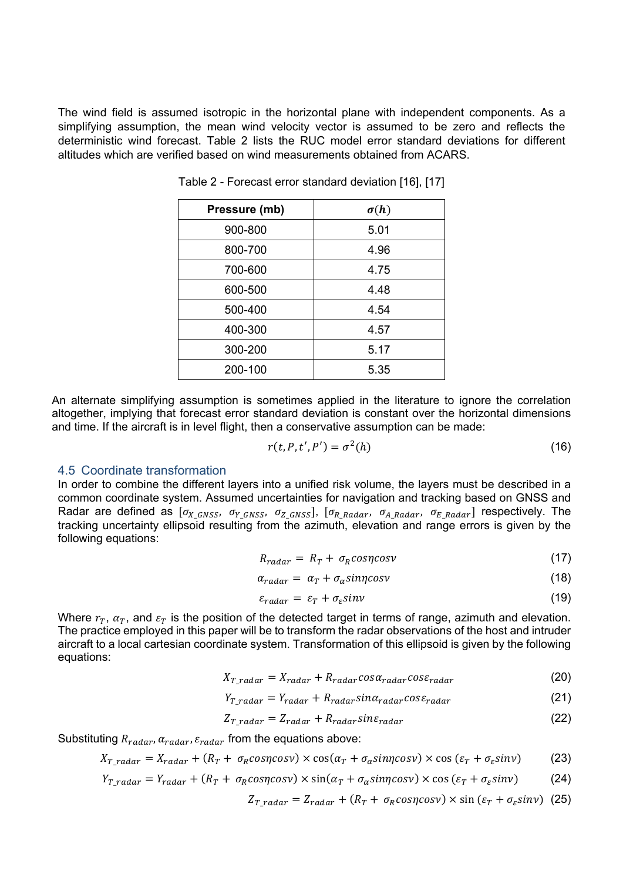The wind field is assumed isotropic in the horizontal plane with independent components. As a simplifying assumption, the mean wind velocity vector is assumed to be zero and reflects the deterministic wind forecast. Table 2 lists the RUC model error standard deviations for different altitudes which are verified based on wind measurements obtained from ACARS.

Table 2 - Forecast error standard deviation [16], [17]

| Pressure (mb) | $\sigma(h)$ |
|---|---|
| 900-800 | 5.01 |
| 800-700 | 4.96 |
| 700-600 | 4.75 |
| 600-500 | 4.48 |
| 500-400 | 4.54 |
| 400-300 | 4.57 |
| 300-200 | 5.17 |
| 200-100 | 5.35 |

An alternate simplifying assumption is sometimes applied in the literature to ignore the correlation altogether, implying that forecast error standard deviation is constant over the horizontal dimensions and time. If the aircraft is in level flight, then a conservative assumption can be made:

$$r(t, P, t', P') = \sigma^2(h) \tag{16}$$

## 4.5 Coordinate transformation

In order to combine the different layers into a unified risk volume, the layers must be described in a common coordinate system. Assumed uncertainties for navigation and tracking based on GNSS and Radar are defined as $[\sigma_{X\_GNSS}, \sigma_{Y\_GNSS}, \sigma_{Z\_GNSS}]$, $[\sigma_{R\_Radar}, \sigma_{A\_Radar}, \sigma_{E\_Radar}]$ respectively. The tracking uncertainty ellipsoid resulting from the azimuth, elevation and range errors is given by the following equations:

$$R_{radar} = R_T + \sigma_R \cos\eta \cos v \tag{17}$$

$$\alpha_{radar} = \alpha_T + \sigma_\alpha \sin\eta \cos v \tag{18}$$

$$\varepsilon_{radar} = \varepsilon_T + \sigma_\varepsilon \sin v \tag{19}$$

Where $r_T$, $\alpha_T$, and $\varepsilon_T$ is the position of the detected target in terms of range, azimuth and elevation. The practice employed in this paper will be to transform the radar observations of the host and intruder aircraft to a local cartesian coordinate system. Transformation of this ellipsoid is given by the following equations:

$$X_{T\_radar} = X_{radar} + R_{radar} \cos\alpha_{radar} \cos\varepsilon_{radar} \tag{20}$$

$$Y_{T\_radar} = Y_{radar} + R_{radar} \sin\alpha_{radar} \cos\varepsilon_{radar} \tag{21}$$

$$Z_{T\_radar} = Z_{radar} + R_{radar} \sin\varepsilon_{radar} \tag{22}$$

Substituting $R_{radar}, \alpha_{radar}, \varepsilon_{radar}$ from the equations above:

$$X_{T\_radar} = X_{radar} + (R_T + \sigma_R \cos\eta \cos v) \times \cos(\alpha_T + \sigma_\alpha \sin\eta \cos v) \times \cos(\varepsilon_T + \sigma_\varepsilon \sin v) \tag{23}$$

$$Y_{T\_radar} = Y_{radar} + (R_T + \sigma_R \cos\eta \cos v) \times \sin(\alpha_T + \sigma_\alpha \sin\eta \cos v) \times \cos(\varepsilon_T + \sigma_\varepsilon \sin v) \tag{24}$$

$$Z_{T\_radar} = Z_{radar} + (R_T + \sigma_R \cos\eta \cos v) \times \sin(\varepsilon_T + \sigma_\varepsilon \sin v) \tag{25}$$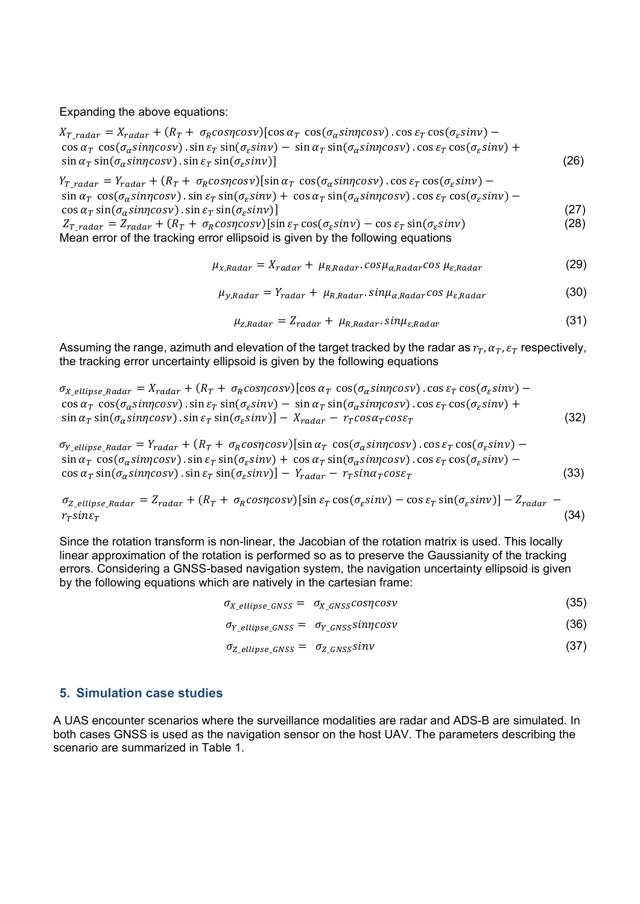Expanding the above equations:

$$X_{T\_radar} = X_{radar} + (R_T + \sigma_R cos\eta cos\nu)[\cos\alpha_T \cos(\sigma_\alpha sin\eta cos\nu) . \cos\varepsilon_T \cos(\sigma_\varepsilon sin\nu) - \cos\alpha_T \cos(\sigma_\alpha sin\eta cos\nu) . \sin\varepsilon_T \sin(\sigma_\varepsilon sin\nu) - \sin\alpha_T \sin(\sigma_\alpha sin\eta cos\nu) . \cos\varepsilon_T \cos(\sigma_\varepsilon sin\nu) + \sin\alpha_T \sin(\sigma_\alpha sin\eta cos\nu) . \sin\varepsilon_T \sin(\sigma_\varepsilon sin\nu)] \quad (26)$$

$$Y_{T\_radar} = Y_{radar} + (R_T + \sigma_R cos\eta cos\nu)[\sin\alpha_T \cos(\sigma_\alpha sin\eta cos\nu) . \cos\varepsilon_T \cos(\sigma_\varepsilon sin\nu) - \sin\alpha_T \cos(\sigma_\alpha sin\eta cos\nu) . \sin\varepsilon_T \sin(\sigma_\varepsilon sin\nu) + \cos\alpha_T \sin(\sigma_\alpha sin\eta cos\nu) . \cos\varepsilon_T \cos(\sigma_\varepsilon sin\nu) - \cos\alpha_T \sin(\sigma_\alpha sin\eta cos\nu) . \sin\varepsilon_T \sin(\sigma_\varepsilon sin\nu)] \quad (27)$$

$$Z_{T\_radar} = Z_{radar} + (R_T + \sigma_R cos\eta cos\nu)[\sin\varepsilon_T \cos(\sigma_\varepsilon sin\nu) - \cos\varepsilon_T \sin(\sigma_\varepsilon sin\nu) \quad (28)$$

Mean error of the tracking error ellipsoid is given by the following equations

$$\mu_{x,Radar} = X_{radar} + \mu_{R,Radar} . cos\mu_{\alpha,Radar} cos\, \mu_{\varepsilon,Radar} \quad (29)$$

$$\mu_{y,Radar} = Y_{radar} + \mu_{R,Radar} . sin\mu_{\alpha,Radar} cos\, \mu_{\varepsilon,Radar} \quad (30)$$

$$\mu_{z,Radar} = Z_{radar} + \mu_{R,Radar} . sin\mu_{\varepsilon,Radar} \quad (31)$$

Assuming the range, azimuth and elevation of the target tracked by the radar as $r_T, \alpha_T, \varepsilon_T$ respectively, the tracking error uncertainty ellipsoid is given by the following equations

$$\sigma_{X\_ellipse\_Radar} = X_{radar} + (R_T + \sigma_R cos\eta cos\nu)[\cos\alpha_T \cos(\sigma_\alpha sin\eta cos\nu) . \cos\varepsilon_T \cos(\sigma_\varepsilon sin\nu) - \cos\alpha_T \cos(\sigma_\alpha sin\eta cos\nu) . \sin\varepsilon_T \sin(\sigma_\varepsilon sin\nu) - \sin\alpha_T \sin(\sigma_\alpha sin\eta cos\nu) . \cos\varepsilon_T \cos(\sigma_\varepsilon sin\nu) + \sin\alpha_T \sin(\sigma_\alpha sin\eta cos\nu) . \sin\varepsilon_T \sin(\sigma_\varepsilon sin\nu)] - X_{radar} - r_T cos\alpha_T cos\varepsilon_T \quad (32)$$

$$\sigma_{Y\_ellipse\_Radar} = Y_{radar} + (R_T + \sigma_R cos\eta cos\nu)[\sin\alpha_T \cos(\sigma_\alpha sin\eta cos\nu) . \cos\varepsilon_T \cos(\sigma_\varepsilon sin\nu) - \sin\alpha_T \cos(\sigma_\alpha sin\eta cos\nu) . \sin\varepsilon_T \sin(\sigma_\varepsilon sin\nu) + \cos\alpha_T \sin(\sigma_\alpha sin\eta cos\nu) . \cos\varepsilon_T \cos(\sigma_\varepsilon sin\nu) - \cos\alpha_T \sin(\sigma_\alpha sin\eta cos\nu) . \sin\varepsilon_T \sin(\sigma_\varepsilon sin\nu)] - Y_{radar} - r_T sin\alpha_T cos\varepsilon_T \quad (33)$$

$$\sigma_{Z\_ellipse\_Radar} = Z_{radar} + (R_T + \sigma_R cos\eta cos\nu)[\sin\varepsilon_T \cos(\sigma_\varepsilon sin\nu) - \cos\varepsilon_T \sin(\sigma_\varepsilon sin\nu)] - Z_{radar} - r_T sin\varepsilon_T \quad (34)$$

Since the rotation transform is non-linear, the Jacobian of the rotation matrix is used. This locally linear approximation of the rotation is performed so as to preserve the Gaussianity of the tracking errors. Considering a GNSS-based navigation system, the navigation uncertainty ellipsoid is given by the following equations which are natively in the cartesian frame:

$$\sigma_{X\_ellipse\_GNSS} = \sigma_{X\_GNSS} cos\eta cos\nu \quad (35)$$

$$\sigma_{Y\_ellipse\_GNSS} = \sigma_{Y\_GNSS} sin\eta cos\nu \quad (36)$$

$$\sigma_{Z\_ellipse\_GNSS} = \sigma_{Z\_GNSS} sin\nu \quad (37)$$

## 5. Simulation case studies

A UAS encounter scenarios where the surveillance modalities are radar and ADS-B are simulated. In both cases GNSS is used as the navigation sensor on the host UAV. The parameters describing the scenario are summarized in Table 1.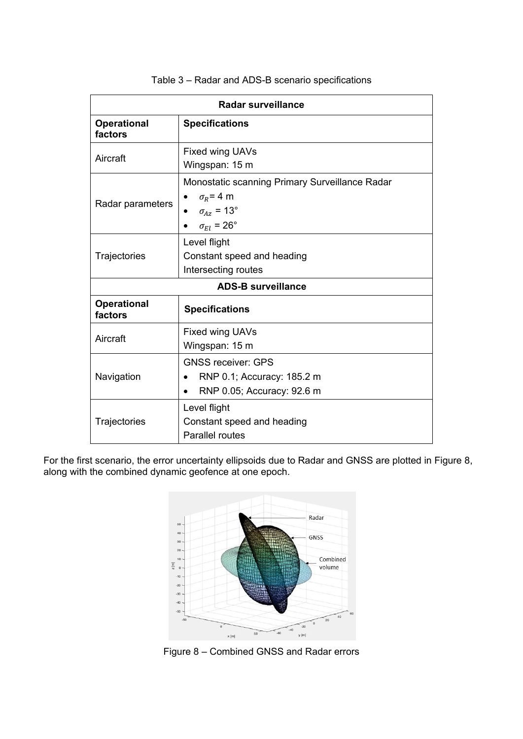Table 3 – Radar and ADS-B scenario specifications

| Radar surveillance | |
|---|---|
| **Operational factors** | **Specifications** |
| Aircraft | Fixed wing UAVs<br>Wingspan: 15 m |
| Radar parameters | Monostatic scanning Primary Surveillance Radar<br>• $\sigma_R$ = 4 m<br>• $\sigma_{Az}$ = 13°<br>• $\sigma_{El}$ = 26° |
| Trajectories | Level flight<br>Constant speed and heading<br>Intersecting routes |
| **ADS-B surveillance** | |
| **Operational factors** | **Specifications** |
| Aircraft | Fixed wing UAVs<br>Wingspan: 15 m |
| Navigation | GNSS receiver: GPS<br>• RNP 0.1; Accuracy: 185.2 m<br>• RNP 0.05; Accuracy: 92.6 m |
| Trajectories | Level flight<br>Constant speed and heading<br>Parallel routes |

For the first scenario, the error uncertainty ellipsoids due to Radar and GNSS are plotted in Figure 8, along with the combined dynamic geofence at one epoch.

Figure 8 – Combined GNSS and Radar errors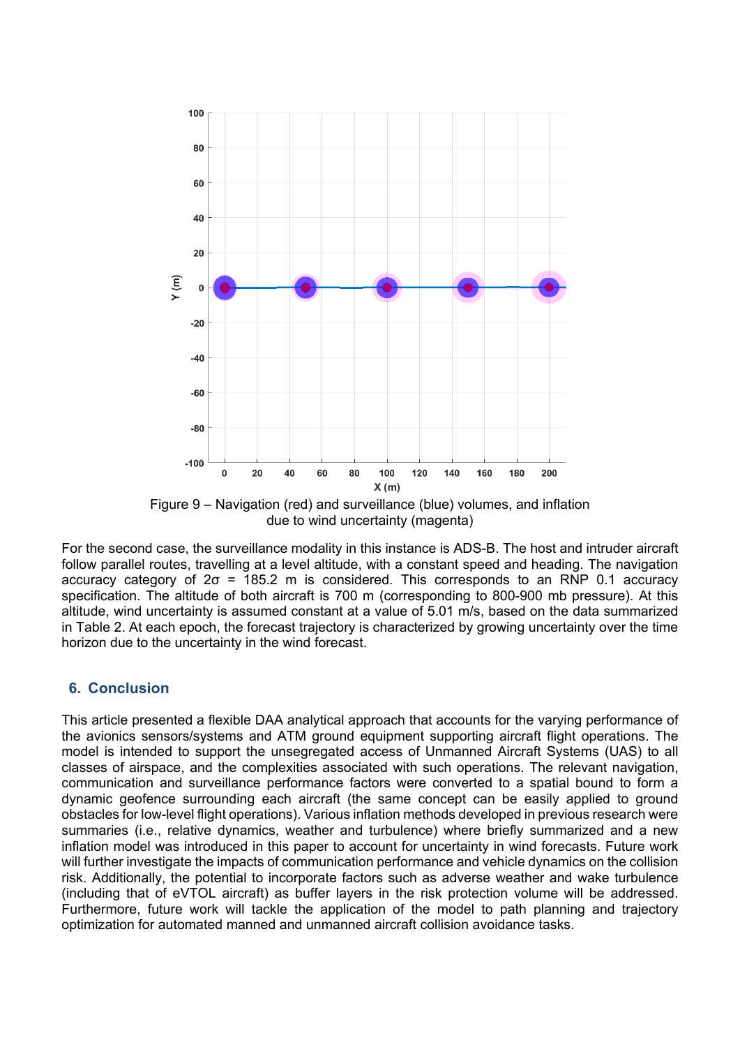Figure 9 – Navigation (red) and surveillance (blue) volumes, and inflation due to wind uncertainty (magenta)

For the second case, the surveillance modality in this instance is ADS-B. The host and intruder aircraft follow parallel routes, travelling at a level altitude, with a constant speed and heading. The navigation accuracy category of $2\sigma$ = 185.2 m is considered. This corresponds to an RNP 0.1 accuracy specification. The altitude of both aircraft is 700 m (corresponding to 800-900 mb pressure). At this altitude, wind uncertainty is assumed constant at a value of 5.01 m/s, based on the data summarized in Table 2. At each epoch, the forecast trajectory is characterized by growing uncertainty over the time horizon due to the uncertainty in the wind forecast.

## 6. Conclusion

This article presented a flexible DAA analytical approach that accounts for the varying performance of the avionics sensors/systems and ATM ground equipment supporting aircraft flight operations. The model is intended to support the unsegregated access of Unmanned Aircraft Systems (UAS) to all classes of airspace, and the complexities associated with such operations. The relevant navigation, communication and surveillance performance factors were converted to a spatial bound to form a dynamic geofence surrounding each aircraft (the same concept can be easily applied to ground obstacles for low-level flight operations). Various inflation methods developed in previous research were summaries (i.e., relative dynamics, weather and turbulence) where briefly summarized and a new inflation model was introduced in this paper to account for uncertainty in wind forecasts. Future work will further investigate the impacts of communication performance and vehicle dynamics on the collision risk. Additionally, the potential to incorporate factors such as adverse weather and wake turbulence (including that of eVTOL aircraft) as buffer layers in the risk protection volume will be addressed. Furthermore, future work will tackle the application of the model to path planning and trajectory optimization for automated manned and unmanned aircraft collision avoidance tasks.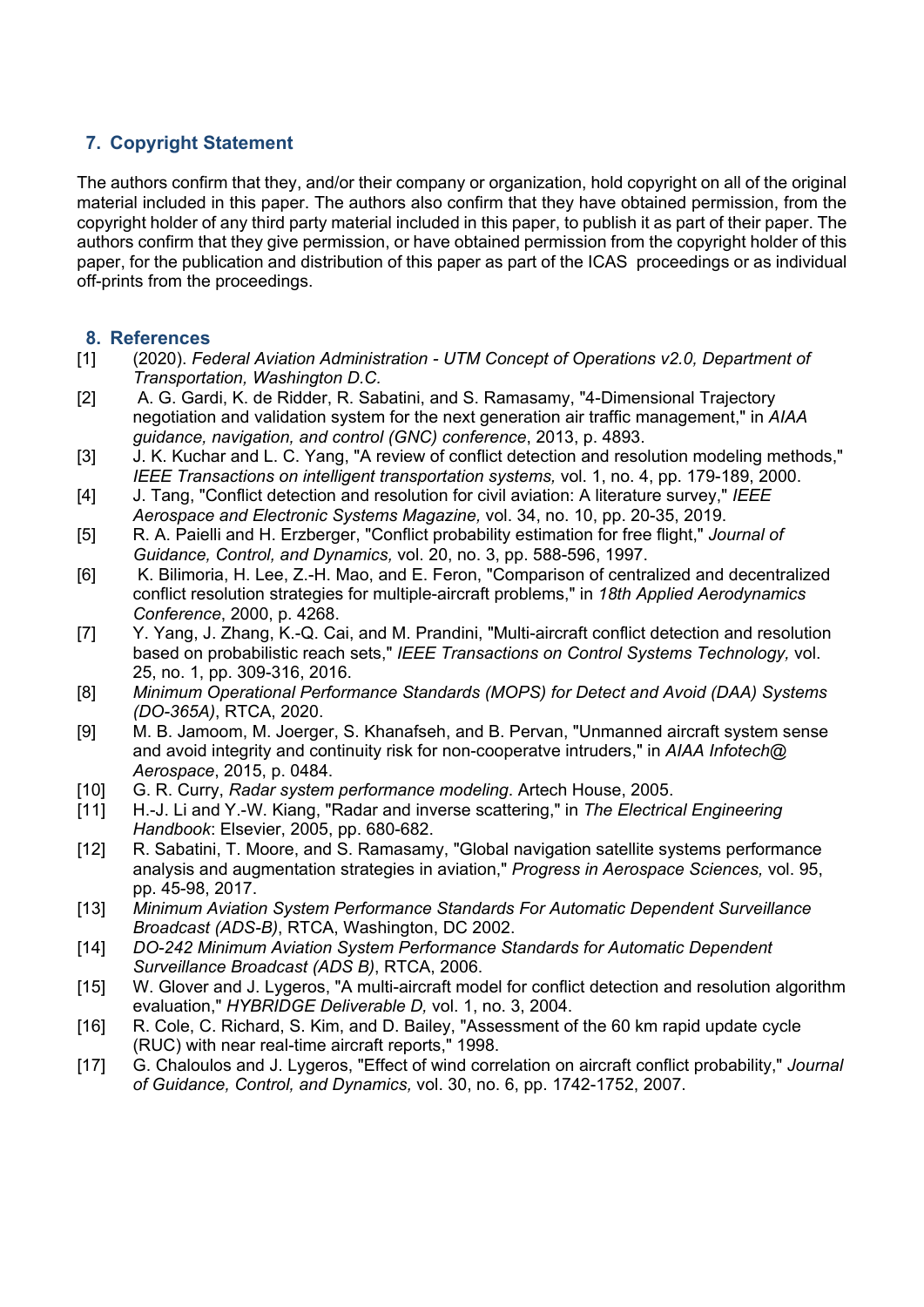## 7. Copyright Statement

The authors confirm that they, and/or their company or organization, hold copyright on all of the original material included in this paper. The authors also confirm that they have obtained permission, from the copyright holder of any third party material included in this paper, to publish it as part of their paper. The authors confirm that they give permission, or have obtained permission from the copyright holder of this paper, for the publication and distribution of this paper as part of the ICAS proceedings or as individual off-prints from the proceedings.

## 8. References

[1] (2020). *Federal Aviation Administration - UTM Concept of Operations v2.0, Department of Transportation, Washington D.C.*

[2] A. G. Gardi, K. de Ridder, R. Sabatini, and S. Ramasamy, "4-Dimensional Trajectory negotiation and validation system for the next generation air traffic management," in *AIAA guidance, navigation, and control (GNC) conference*, 2013, p. 4893.

[3] J. K. Kuchar and L. C. Yang, "A review of conflict detection and resolution modeling methods," *IEEE Transactions on intelligent transportation systems,* vol. 1, no. 4, pp. 179-189, 2000.

[4] J. Tang, "Conflict detection and resolution for civil aviation: A literature survey," *IEEE Aerospace and Electronic Systems Magazine,* vol. 34, no. 10, pp. 20-35, 2019.

[5] R. A. Paielli and H. Erzberger, "Conflict probability estimation for free flight," *Journal of Guidance, Control, and Dynamics,* vol. 20, no. 3, pp. 588-596, 1997.

[6] K. Bilimoria, H. Lee, Z.-H. Mao, and E. Feron, "Comparison of centralized and decentralized conflict resolution strategies for multiple-aircraft problems," in *18th Applied Aerodynamics Conference*, 2000, p. 4268.

[7] Y. Yang, J. Zhang, K.-Q. Cai, and M. Prandini, "Multi-aircraft conflict detection and resolution based on probabilistic reach sets," *IEEE Transactions on Control Systems Technology,* vol. 25, no. 1, pp. 309-316, 2016.

[8] *Minimum Operational Performance Standards (MOPS) for Detect and Avoid (DAA) Systems (DO-365A)*, RTCA, 2020.

[9] M. B. Jamoom, M. Joerger, S. Khanafseh, and B. Pervan, "Unmanned aircraft system sense and avoid integrity and continuity risk for non-cooperatve intruders," in *AIAA Infotech@ Aerospace*, 2015, p. 0484.

[10] G. R. Curry, *Radar system performance modeling*. Artech House, 2005.

[11] H.-J. Li and Y.-W. Kiang, "Radar and inverse scattering," in *The Electrical Engineering Handbook*: Elsevier, 2005, pp. 680-682.

[12] R. Sabatini, T. Moore, and S. Ramasamy, "Global navigation satellite systems performance analysis and augmentation strategies in aviation," *Progress in Aerospace Sciences,* vol. 95, pp. 45-98, 2017.

[13] *Minimum Aviation System Performance Standards For Automatic Dependent Surveillance Broadcast (ADS-B)*, RTCA, Washington, DC 2002.

[14] *DO-242 Minimum Aviation System Performance Standards for Automatic Dependent Surveillance Broadcast (ADS B)*, RTCA, 2006.

[15] W. Glover and J. Lygeros, "A multi-aircraft model for conflict detection and resolution algorithm evaluation," *HYBRIDGE Deliverable D,* vol. 1, no. 3, 2004.

[16] R. Cole, C. Richard, S. Kim, and D. Bailey, "Assessment of the 60 km rapid update cycle (RUC) with near real-time aircraft reports," 1998.

[17] G. Chaloulos and J. Lygeros, "Effect of wind correlation on aircraft conflict probability," *Journal of Guidance, Control, and Dynamics,* vol. 30, no. 6, pp. 1742-1752, 2007.